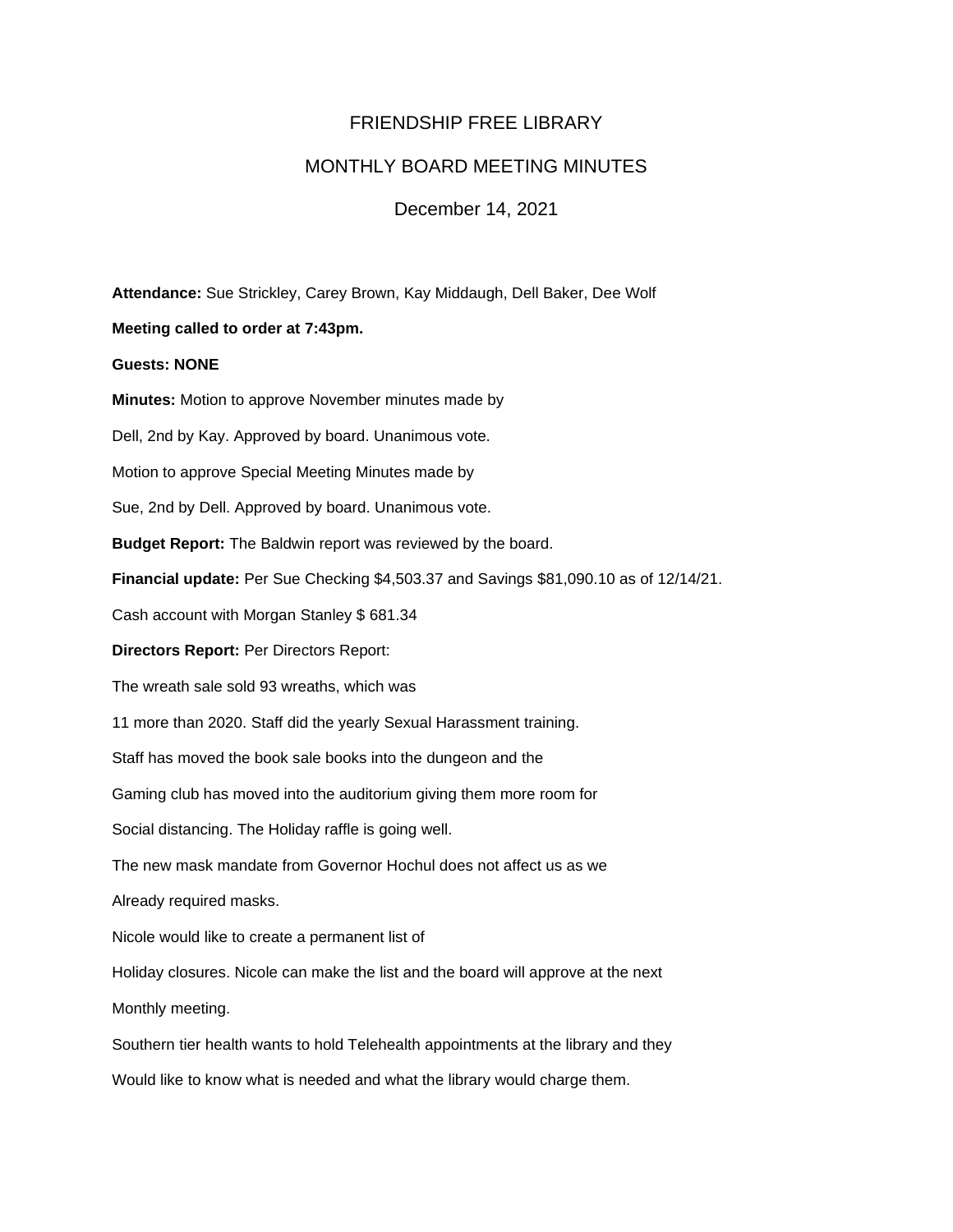# FRIENDSHIP FREE LIBRARY

## MONTHLY BOARD MEETING MINUTES

December 14, 2021

**Attendance:** Sue Strickley, Carey Brown, Kay Middaugh, Dell Baker, Dee Wolf

**Meeting called to order at 7:43pm.**

**Guests: NONE**

**Minutes:** Motion to approve November minutes made by

Dell, 2nd by Kay. Approved by board. Unanimous vote.

Motion to approve Special Meeting Minutes made by

Sue, 2nd by Dell. Approved by board. Unanimous vote.

**Budget Report:** The Baldwin report was reviewed by the board.

**Financial update:** Per Sue Checking $4,503.37 and Savings $81,090.10 as of 12/14/21.

Cash account with Morgan Stanley $ 681.34

**Directors Report:** Per Directors Report:

The wreath sale sold 93 wreaths, which was

11 more than 2020. Staff did the yearly Sexual Harassment training.

Staff has moved the book sale books into the dungeon and the

Gaming club has moved into the auditorium giving them more room for

Social distancing. The Holiday raffle is going well.

The new mask mandate from Governor Hochul does not affect us as we

Already required masks.

Nicole would like to create a permanent list of

Holiday closures. Nicole can make the list and the board will approve at the next

Monthly meeting.

Southern tier health wants to hold Telehealth appointments at the library and they

Would like to know what is needed and what the library would charge them.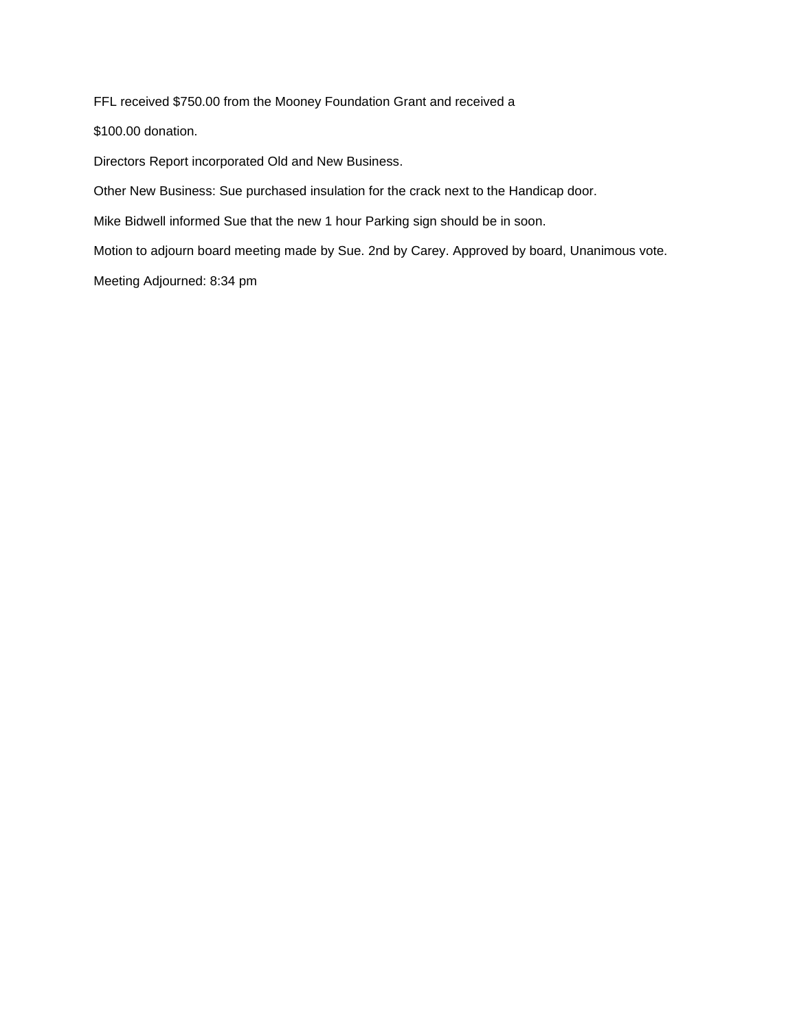FFL received $750.00 from the Mooney Foundation Grant and received a

$100.00 donation.

Directors Report incorporated Old and New Business.

Other New Business: Sue purchased insulation for the crack next to the Handicap door.

Mike Bidwell informed Sue that the new 1 hour Parking sign should be in soon.

Motion to adjourn board meeting made by Sue. 2nd by Carey. Approved by board, Unanimous vote.

Meeting Adjourned: 8:34 pm